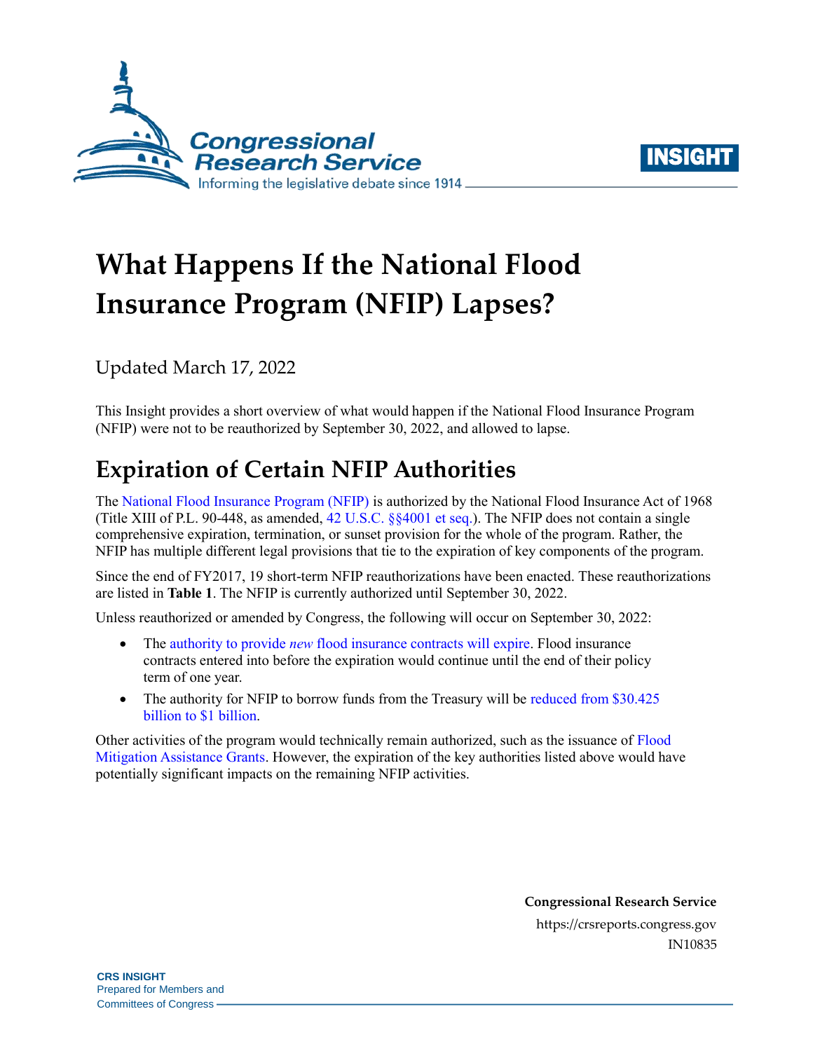# What Happens If the National Flood Insurance Program (NFIP) Lapses?

Updated March 17, 2022

This Insight provides a short overview of what would happen if the National Flood Insurance Program (NFIP) were not to be reauthorized by September 30, 2022, and allowed to lapse.

## Expiration of Certain NFIP Authorities

The National Flood Insurance Program (NFIP) is authorized by the National Flood Insurance Act of 1968 (Title XIII of P.L. 90-448, as amended, 42 U.S.C. §§4001 et seq.). The NFIP does not contain a single comprehensive expiration, termination, or sunset provision for the whole of the program. Rather, the NFIP has multiple different legal provisions that tie to the expiration of key components of the program.

Since the end of FY2017, 19 short-term NFIP reauthorizations have been enacted. These reauthorizations are listed in **Table 1**. The NFIP is currently authorized until September 30, 2022.

Unless reauthorized or amended by Congress, the following will occur on September 30, 2022:

- The authority to provide *new* flood insurance contracts will expire. Flood insurance contracts entered into before the expiration would continue until the end of their policy term of one year.
- The authority for NFIP to borrow funds from the Treasury will be reduced from $30.425 billion to $1 billion.

Other activities of the program would technically remain authorized, such as the issuance of Flood Mitigation Assistance Grants. However, the expiration of the key authorities listed above would have potentially significant impacts on the remaining NFIP activities.

**Congressional Research Service**
https://crsreports.congress.gov
IN10835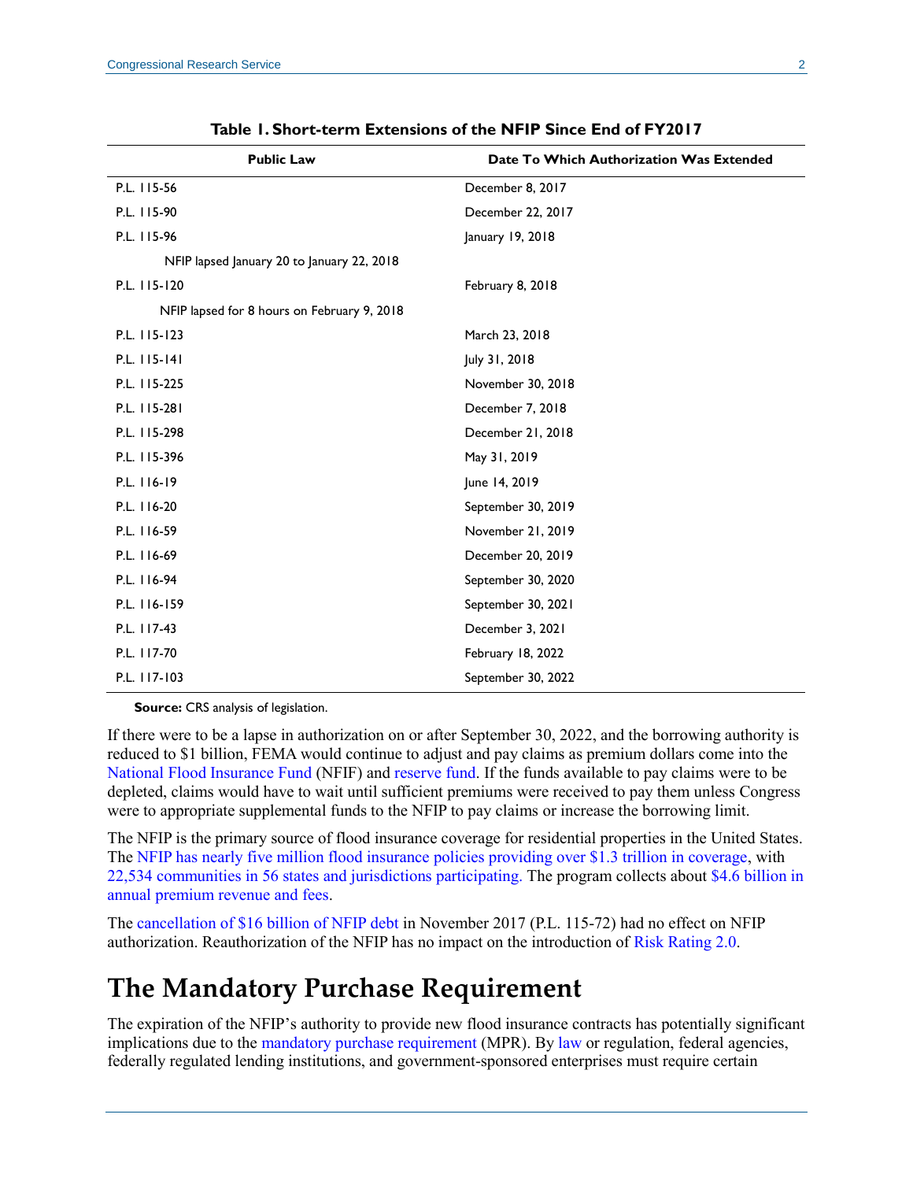**Table 1. Short-term Extensions of the NFIP Since End of FY2017**

| Public Law | Date To Which Authorization Was Extended |
| --- | --- |
| P.L. 115-56 | December 8, 2017 |
| P.L. 115-90 | December 22, 2017 |
| P.L. 115-96 | January 19, 2018 |
| NFIP lapsed January 20 to January 22, 2018 | |
| P.L. 115-120 | February 8, 2018 |
| NFIP lapsed for 8 hours on February 9, 2018 | |
| P.L. 115-123 | March 23, 2018 |
| P.L. 115-141 | July 31, 2018 |
| P.L. 115-225 | November 30, 2018 |
| P.L. 115-281 | December 7, 2018 |
| P.L. 115-298 | December 21, 2018 |
| P.L. 115-396 | May 31, 2019 |
| P.L. 116-19 | June 14, 2019 |
| P.L. 116-20 | September 30, 2019 |
| P.L. 116-59 | November 21, 2019 |
| P.L. 116-69 | December 20, 2019 |
| P.L. 116-94 | September 30, 2020 |
| P.L. 116-159 | September 30, 2021 |
| P.L. 117-43 | December 3, 2021 |
| P.L. 117-70 | February 18, 2022 |
| P.L. 117-103 | September 30, 2022 |

**Source:** CRS analysis of legislation.

If there were to be a lapse in authorization on or after September 30, 2022, and the borrowing authority is reduced to $1 billion, FEMA would continue to adjust and pay claims as premium dollars come into the National Flood Insurance Fund (NFIF) and reserve fund. If the funds available to pay claims were to be depleted, claims would have to wait until sufficient premiums were received to pay them unless Congress were to appropriate supplemental funds to the NFIP to pay claims or increase the borrowing limit.

The NFIP is the primary source of flood insurance coverage for residential properties in the United States. The NFIP has nearly five million flood insurance policies providing over $1.3 trillion in coverage, with 22,534 communities in 56 states and jurisdictions participating. The program collects about $4.6 billion in annual premium revenue and fees.

The cancellation of $16 billion of NFIP debt in November 2017 (P.L. 115-72) had no effect on NFIP authorization. Reauthorization of the NFIP has no impact on the introduction of Risk Rating 2.0.

# The Mandatory Purchase Requirement

The expiration of the NFIP's authority to provide new flood insurance contracts has potentially significant implications due to the mandatory purchase requirement (MPR). By law or regulation, federal agencies, federally regulated lending institutions, and government-sponsored enterprises must require certain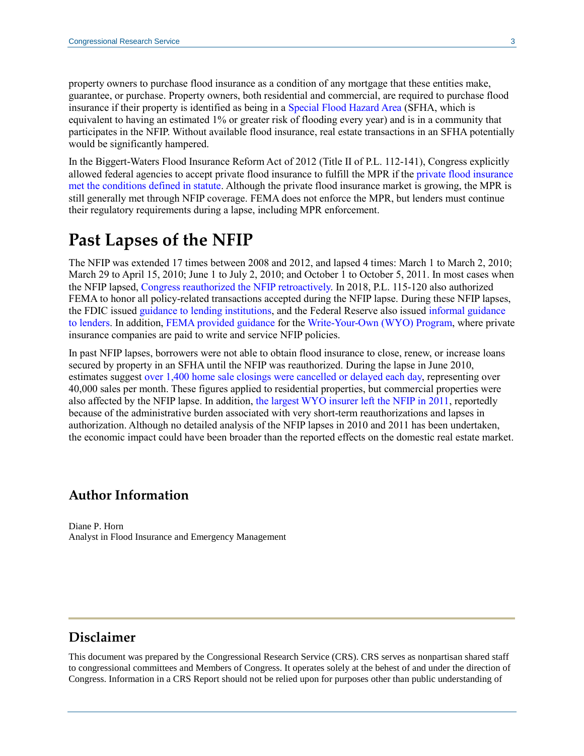property owners to purchase flood insurance as a condition of any mortgage that these entities make, guarantee, or purchase. Property owners, both residential and commercial, are required to purchase flood insurance if their property is identified as being in a Special Flood Hazard Area (SFHA, which is equivalent to having an estimated 1% or greater risk of flooding every year) and is in a community that participates in the NFIP. Without available flood insurance, real estate transactions in an SFHA potentially would be significantly hampered.

In the Biggert-Waters Flood Insurance Reform Act of 2012 (Title II of P.L. 112-141), Congress explicitly allowed federal agencies to accept private flood insurance to fulfill the MPR if the private flood insurance met the conditions defined in statute. Although the private flood insurance market is growing, the MPR is still generally met through NFIP coverage. FEMA does not enforce the MPR, but lenders must continue their regulatory requirements during a lapse, including MPR enforcement.

# Past Lapses of the NFIP

The NFIP was extended 17 times between 2008 and 2012, and lapsed 4 times: March 1 to March 2, 2010; March 29 to April 15, 2010; June 1 to July 2, 2010; and October 1 to October 5, 2011. In most cases when the NFIP lapsed, Congress reauthorized the NFIP retroactively. In 2018, P.L. 115-120 also authorized FEMA to honor all policy-related transactions accepted during the NFIP lapse. During these NFIP lapses, the FDIC issued guidance to lending institutions, and the Federal Reserve also issued informal guidance to lenders. In addition, FEMA provided guidance for the Write-Your-Own (WYO) Program, where private insurance companies are paid to write and service NFIP policies.

In past NFIP lapses, borrowers were not able to obtain flood insurance to close, renew, or increase loans secured by property in an SFHA until the NFIP was reauthorized. During the lapse in June 2010, estimates suggest over 1,400 home sale closings were cancelled or delayed each day, representing over 40,000 sales per month. These figures applied to residential properties, but commercial properties were also affected by the NFIP lapse. In addition, the largest WYO insurer left the NFIP in 2011, reportedly because of the administrative burden associated with very short-term reauthorizations and lapses in authorization. Although no detailed analysis of the NFIP lapses in 2010 and 2011 has been undertaken, the economic impact could have been broader than the reported effects on the domestic real estate market.

## Author Information

Diane P. Horn
Analyst in Flood Insurance and Emergency Management

## Disclaimer

This document was prepared by the Congressional Research Service (CRS). CRS serves as nonpartisan shared staff to congressional committees and Members of Congress. It operates solely at the behest of and under the direction of Congress. Information in a CRS Report should not be relied upon for purposes other than public understanding of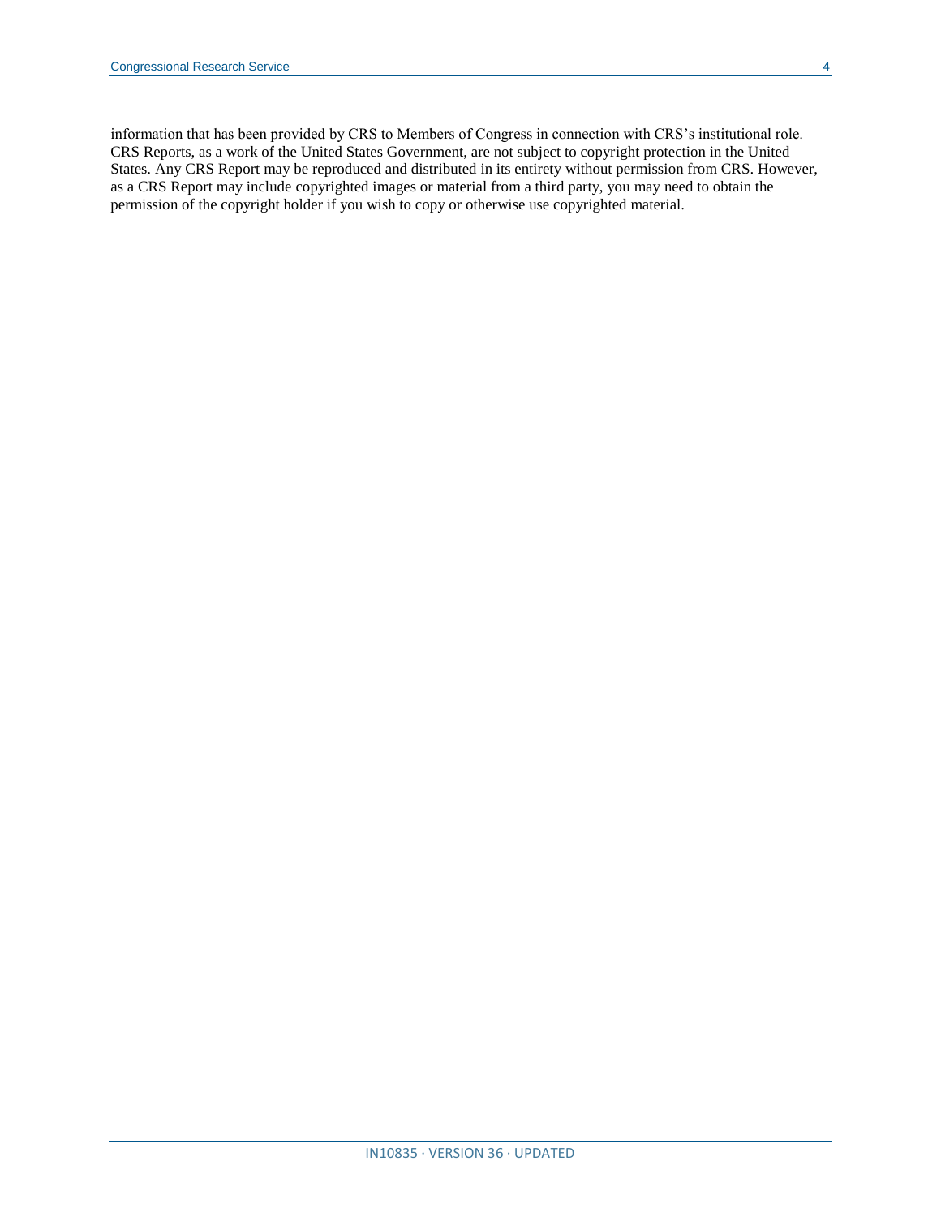information that has been provided by CRS to Members of Congress in connection with CRS's institutional role. CRS Reports, as a work of the United States Government, are not subject to copyright protection in the United States. Any CRS Report may be reproduced and distributed in its entirety without permission from CRS. However, as a CRS Report may include copyrighted images or material from a third party, you may need to obtain the permission of the copyright holder if you wish to copy or otherwise use copyrighted material.